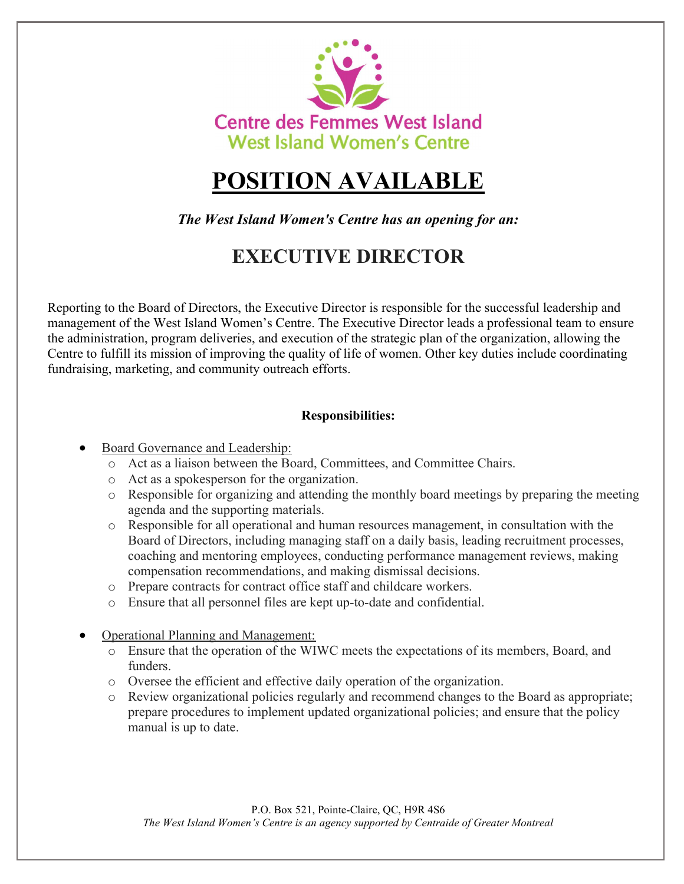Centre des Femmes West Island
West Island Women's Centre

# POSITION AVAILABLE

***The West Island Women's Centre has an opening for an:***

## EXECUTIVE DIRECTOR

Reporting to the Board of Directors, the Executive Director is responsible for the successful leadership and management of the West Island Women's Centre. The Executive Director leads a professional team to ensure the administration, program deliveries, and execution of the strategic plan of the organization, allowing the Centre to fulfill its mission of improving the quality of life of women. Other key duties include coordinating fundraising, marketing, and community outreach efforts.

**Responsibilities:**

- Board Governance and Leadership:
  - Act as a liaison between the Board, Committees, and Committee Chairs.
  - Act as a spokesperson for the organization.
  - Responsible for organizing and attending the monthly board meetings by preparing the meeting agenda and the supporting materials.
  - Responsible for all operational and human resources management, in consultation with the Board of Directors, including managing staff on a daily basis, leading recruitment processes, coaching and mentoring employees, conducting performance management reviews, making compensation recommendations, and making dismissal decisions.
  - Prepare contracts for contract office staff and childcare workers.
  - Ensure that all personnel files are kept up-to-date and confidential.

- Operational Planning and Management:
  - Ensure that the operation of the WIWC meets the expectations of its members, Board, and funders.
  - Oversee the efficient and effective daily operation of the organization.
  - Review organizational policies regularly and recommend changes to the Board as appropriate; prepare procedures to implement updated organizational policies; and ensure that the policy manual is up to date.

P.O. Box 521, Pointe-Claire, QC, H9R 4S6
*The West Island Women's Centre is an agency supported by Centraide of Greater Montreal*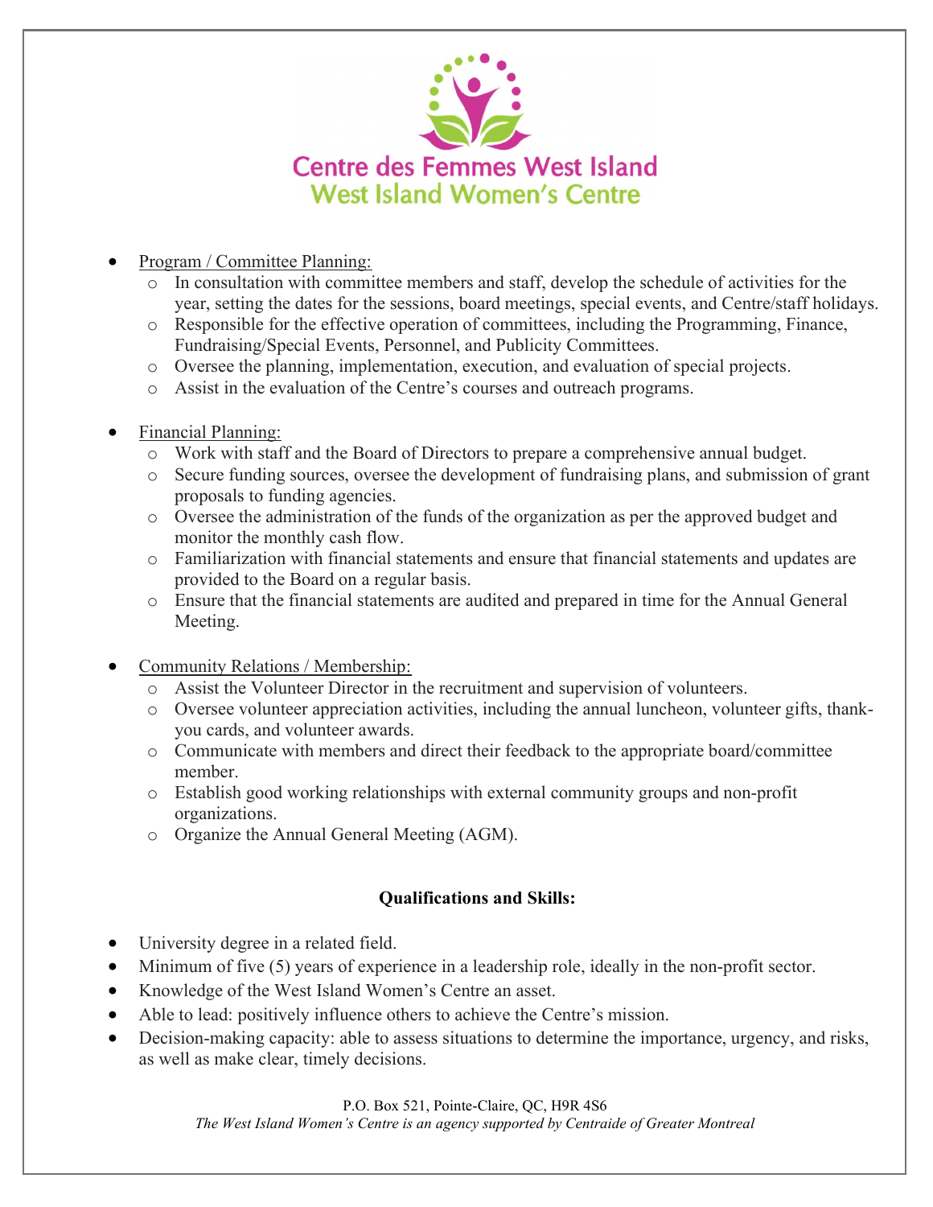Centre des Femmes West Island
West Island Women's Centre

- <u>Program / Committee Planning:</u>
  - In consultation with committee members and staff, develop the schedule of activities for the year, setting the dates for the sessions, board meetings, special events, and Centre/staff holidays.
  - Responsible for the effective operation of committees, including the Programming, Finance, Fundraising/Special Events, Personnel, and Publicity Committees.
  - Oversee the planning, implementation, execution, and evaluation of special projects.
  - Assist in the evaluation of the Centre's courses and outreach programs.

- <u>Financial Planning:</u>
  - Work with staff and the Board of Directors to prepare a comprehensive annual budget.
  - Secure funding sources, oversee the development of fundraising plans, and submission of grant proposals to funding agencies.
  - Oversee the administration of the funds of the organization as per the approved budget and monitor the monthly cash flow.
  - Familiarization with financial statements and ensure that financial statements and updates are provided to the Board on a regular basis.
  - Ensure that the financial statements are audited and prepared in time for the Annual General Meeting.

- <u>Community Relations / Membership:</u>
  - Assist the Volunteer Director in the recruitment and supervision of volunteers.
  - Oversee volunteer appreciation activities, including the annual luncheon, volunteer gifts, thank-you cards, and volunteer awards.
  - Communicate with members and direct their feedback to the appropriate board/committee member.
  - Establish good working relationships with external community groups and non-profit organizations.
  - Organize the Annual General Meeting (AGM).

**Qualifications and Skills:**

- University degree in a related field.
- Minimum of five (5) years of experience in a leadership role, ideally in the non-profit sector.
- Knowledge of the West Island Women's Centre an asset.
- Able to lead: positively influence others to achieve the Centre's mission.
- Decision-making capacity: able to assess situations to determine the importance, urgency, and risks, as well as make clear, timely decisions.

P.O. Box 521, Pointe-Claire, QC, H9R 4S6
*The West Island Women's Centre is an agency supported by Centraide of Greater Montreal*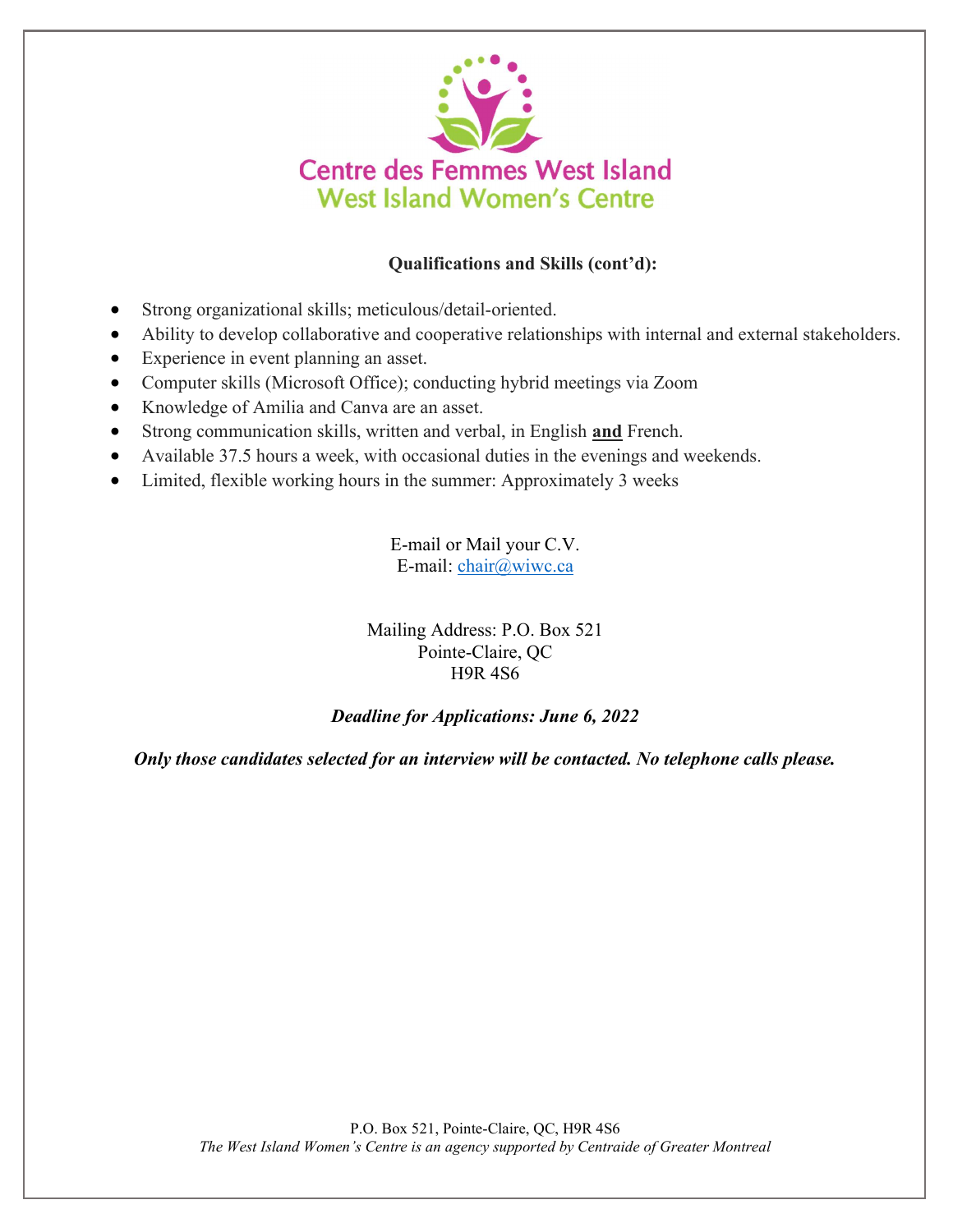Centre des Femmes West Island
West Island Women's Centre

**Qualifications and Skills (cont'd):**

- Strong organizational skills; meticulous/detail-oriented.
- Ability to develop collaborative and cooperative relationships with internal and external stakeholders.
- Experience in event planning an asset.
- Computer skills (Microsoft Office); conducting hybrid meetings via Zoom
- Knowledge of Amilia and Canva are an asset.
- Strong communication skills, written and verbal, in English **and** French.
- Available 37.5 hours a week, with occasional duties in the evenings and weekends.
- Limited, flexible working hours in the summer: Approximately 3 weeks

E-mail or Mail your C.V.
E-mail: chair@wiwc.ca

Mailing Address: P.O. Box 521
Pointe-Claire, QC
H9R 4S6

***Deadline for Applications: June 6, 2022***

***Only those candidates selected for an interview will be contacted. No telephone calls please.***

P.O. Box 521, Pointe-Claire, QC, H9R 4S6
*The West Island Women's Centre is an agency supported by Centraide of Greater Montreal*